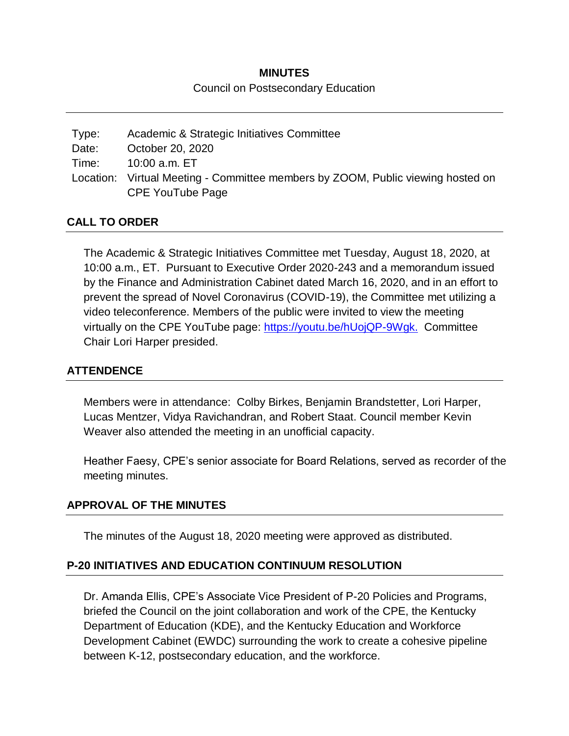**MINUTES**

Council on Postsecondary Education

| | |
|---|---|
| Type: | Academic & Strategic Initiatives Committee |
| Date: | October 20, 2020 |
| Time: | 10:00 a.m. ET |
| Location: | Virtual Meeting - Committee members by ZOOM, Public viewing hosted on CPE YouTube Page |

## CALL TO ORDER

The Academic & Strategic Initiatives Committee met Tuesday, August 18, 2020, at 10:00 a.m., ET. Pursuant to Executive Order 2020-243 and a memorandum issued by the Finance and Administration Cabinet dated March 16, 2020, and in an effort to prevent the spread of Novel Coronavirus (COVID-19), the Committee met utilizing a video teleconference. Members of the public were invited to view the meeting virtually on the CPE YouTube page: https://youtu.be/hUojQP-9Wgk. Committee Chair Lori Harper presided.

## ATTENDENCE

Members were in attendance: Colby Birkes, Benjamin Brandstetter, Lori Harper, Lucas Mentzer, Vidya Ravichandran, and Robert Staat. Council member Kevin Weaver also attended the meeting in an unofficial capacity.

Heather Faesy, CPE's senior associate for Board Relations, served as recorder of the meeting minutes.

## APPROVAL OF THE MINUTES

The minutes of the August 18, 2020 meeting were approved as distributed.

## P-20 INITIATIVES AND EDUCATION CONTINUUM RESOLUTION

Dr. Amanda Ellis, CPE's Associate Vice President of P-20 Policies and Programs, briefed the Council on the joint collaboration and work of the CPE, the Kentucky Department of Education (KDE), and the Kentucky Education and Workforce Development Cabinet (EWDC) surrounding the work to create a cohesive pipeline between K-12, postsecondary education, and the workforce.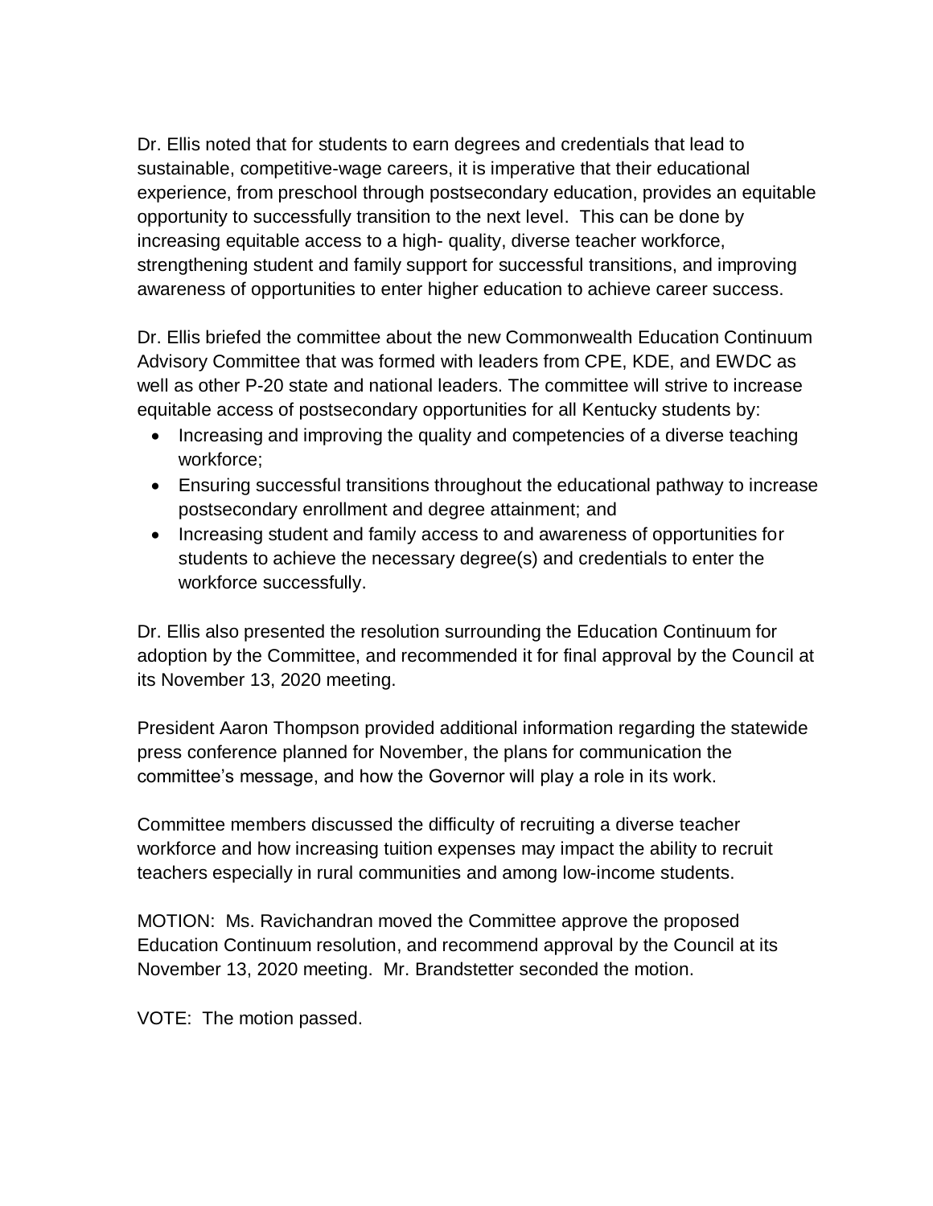Dr. Ellis noted that for students to earn degrees and credentials that lead to sustainable, competitive-wage careers, it is imperative that their educational experience, from preschool through postsecondary education, provides an equitable opportunity to successfully transition to the next level. This can be done by increasing equitable access to a high- quality, diverse teacher workforce, strengthening student and family support for successful transitions, and improving awareness of opportunities to enter higher education to achieve career success.

Dr. Ellis briefed the committee about the new Commonwealth Education Continuum Advisory Committee that was formed with leaders from CPE, KDE, and EWDC as well as other P-20 state and national leaders. The committee will strive to increase equitable access of postsecondary opportunities for all Kentucky students by:

- Increasing and improving the quality and competencies of a diverse teaching workforce;
- Ensuring successful transitions throughout the educational pathway to increase postsecondary enrollment and degree attainment; and
- Increasing student and family access to and awareness of opportunities for students to achieve the necessary degree(s) and credentials to enter the workforce successfully.

Dr. Ellis also presented the resolution surrounding the Education Continuum for adoption by the Committee, and recommended it for final approval by the Council at its November 13, 2020 meeting.

President Aaron Thompson provided additional information regarding the statewide press conference planned for November, the plans for communication the committee's message, and how the Governor will play a role in its work.

Committee members discussed the difficulty of recruiting a diverse teacher workforce and how increasing tuition expenses may impact the ability to recruit teachers especially in rural communities and among low-income students.

MOTION: Ms. Ravichandran moved the Committee approve the proposed Education Continuum resolution, and recommend approval by the Council at its November 13, 2020 meeting. Mr. Brandstetter seconded the motion.

VOTE: The motion passed.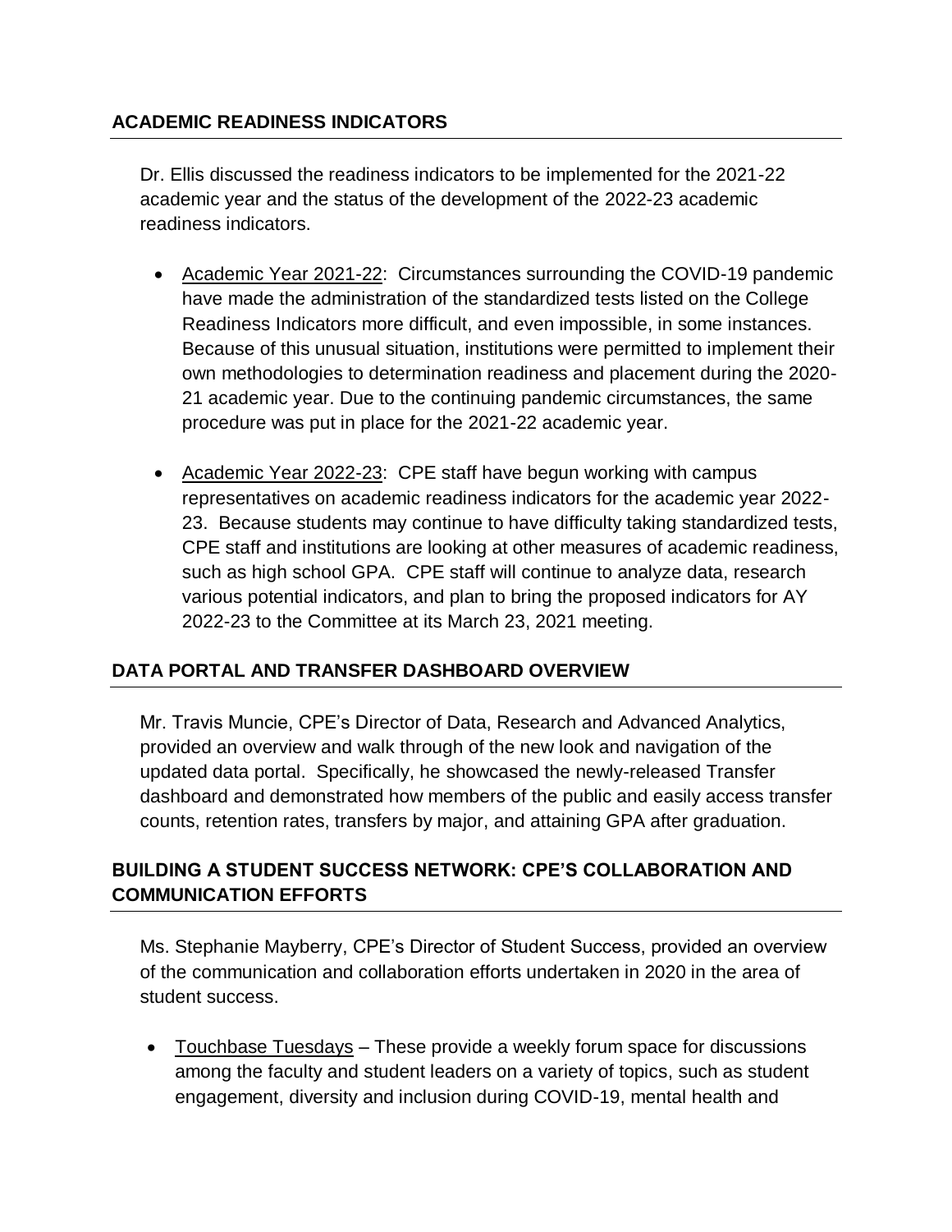## ACADEMIC READINESS INDICATORS

Dr. Ellis discussed the readiness indicators to be implemented for the 2021-22 academic year and the status of the development of the 2022-23 academic readiness indicators.

- Academic Year 2021-22: Circumstances surrounding the COVID-19 pandemic have made the administration of the standardized tests listed on the College Readiness Indicators more difficult, and even impossible, in some instances. Because of this unusual situation, institutions were permitted to implement their own methodologies to determination readiness and placement during the 2020-21 academic year. Due to the continuing pandemic circumstances, the same procedure was put in place for the 2021-22 academic year.

- Academic Year 2022-23: CPE staff have begun working with campus representatives on academic readiness indicators for the academic year 2022-23. Because students may continue to have difficulty taking standardized tests, CPE staff and institutions are looking at other measures of academic readiness, such as high school GPA. CPE staff will continue to analyze data, research various potential indicators, and plan to bring the proposed indicators for AY 2022-23 to the Committee at its March 23, 2021 meeting.

## DATA PORTAL AND TRANSFER DASHBOARD OVERVIEW

Mr. Travis Muncie, CPE's Director of Data, Research and Advanced Analytics, provided an overview and walk through of the new look and navigation of the updated data portal. Specifically, he showcased the newly-released Transfer dashboard and demonstrated how members of the public and easily access transfer counts, retention rates, transfers by major, and attaining GPA after graduation.

## BUILDING A STUDENT SUCCESS NETWORK: CPE'S COLLABORATION AND COMMUNICATION EFFORTS

Ms. Stephanie Mayberry, CPE's Director of Student Success, provided an overview of the communication and collaboration efforts undertaken in 2020 in the area of student success.

- Touchbase Tuesdays – These provide a weekly forum space for discussions among the faculty and student leaders on a variety of topics, such as student engagement, diversity and inclusion during COVID-19, mental health and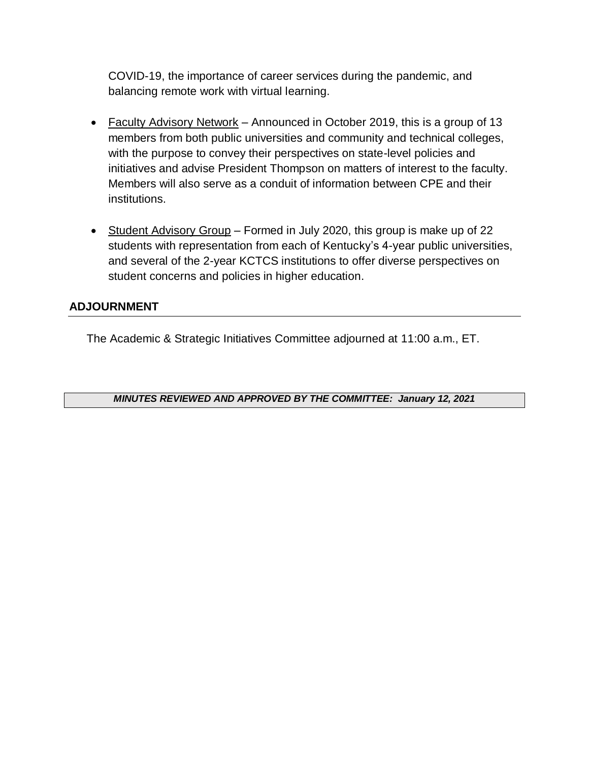COVID-19, the importance of career services during the pandemic, and balancing remote work with virtual learning.

- Faculty Advisory Network – Announced in October 2019, this is a group of 13 members from both public universities and community and technical colleges, with the purpose to convey their perspectives on state-level policies and initiatives and advise President Thompson on matters of interest to the faculty. Members will also serve as a conduit of information between CPE and their institutions.

- Student Advisory Group – Formed in July 2020, this group is make up of 22 students with representation from each of Kentucky's 4-year public universities, and several of the 2-year KCTCS institutions to offer diverse perspectives on student concerns and policies in higher education.

## ADJOURNMENT

The Academic & Strategic Initiatives Committee adjourned at 11:00 a.m., ET.

***MINUTES REVIEWED AND APPROVED BY THE COMMITTEE: January 12, 2021***